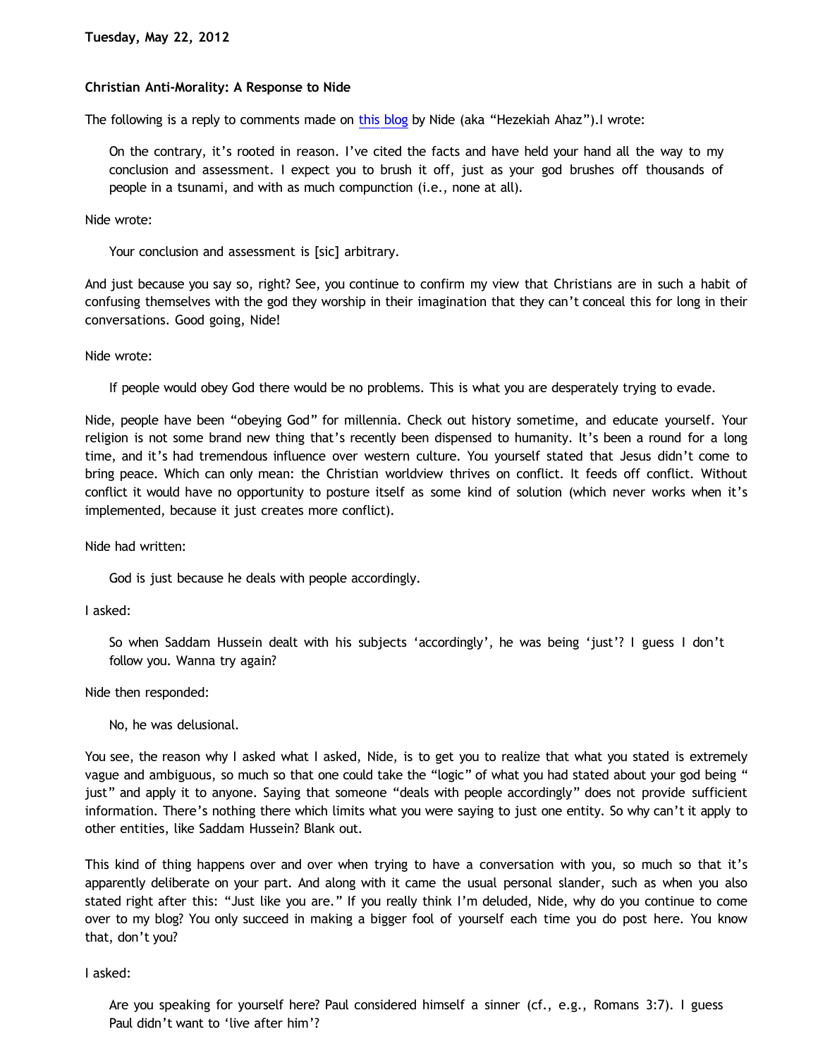**Tuesday, May 22, 2012**

**Christian Anti-Morality: A Response to Nide**

The following is a reply to comments made on this blog by Nide (aka "Hezekiah Ahaz").I wrote:

> On the contrary, it's rooted in reason. I've cited the facts and have held your hand all the way to my conclusion and assessment. I expect you to brush it off, just as your god brushes off thousands of people in a tsunami, and with as much compunction (i.e., none at all).

Nide wrote:

> Your conclusion and assessment is [sic] arbitrary.

And just because you say so, right? See, you continue to confirm my view that Christians are in such a habit of confusing themselves with the god they worship in their imagination that they can't conceal this for long in their conversations. Good going, Nide!

Nide wrote:

> If people would obey God there would be no problems. This is what you are desperately trying to evade.

Nide, people have been "obeying God" for millennia. Check out history sometime, and educate yourself. Your religion is not some brand new thing that's recently been dispensed to humanity. It's been a round for a long time, and it's had tremendous influence over western culture. You yourself stated that Jesus didn't come to bring peace. Which can only mean: the Christian worldview thrives on conflict. It feeds off conflict. Without conflict it would have no opportunity to posture itself as some kind of solution (which never works when it's implemented, because it just creates more conflict).

Nide had written:

> God is just because he deals with people accordingly.

I asked:

> So when Saddam Hussein dealt with his subjects 'accordingly', he was being 'just'? I guess I don't follow you. Wanna try again?

Nide then responded:

> No, he was delusional.

You see, the reason why I asked what I asked, Nide, is to get you to realize that what you stated is extremely vague and ambiguous, so much so that one could take the "logic" of what you had stated about your god being " just" and apply it to anyone. Saying that someone "deals with people accordingly" does not provide sufficient information. There's nothing there which limits what you were saying to just one entity. So why can't it apply to other entities, like Saddam Hussein? Blank out.

This kind of thing happens over and over when trying to have a conversation with you, so much so that it's apparently deliberate on your part. And along with it came the usual personal slander, such as when you also stated right after this: "Just like you are." If you really think I'm deluded, Nide, why do you continue to come over to my blog? You only succeed in making a bigger fool of yourself each time you do post here. You know that, don't you?

I asked:

> Are you speaking for yourself here? Paul considered himself a sinner (cf., e.g., Romans 3:7). I guess Paul didn't want to 'live after him'?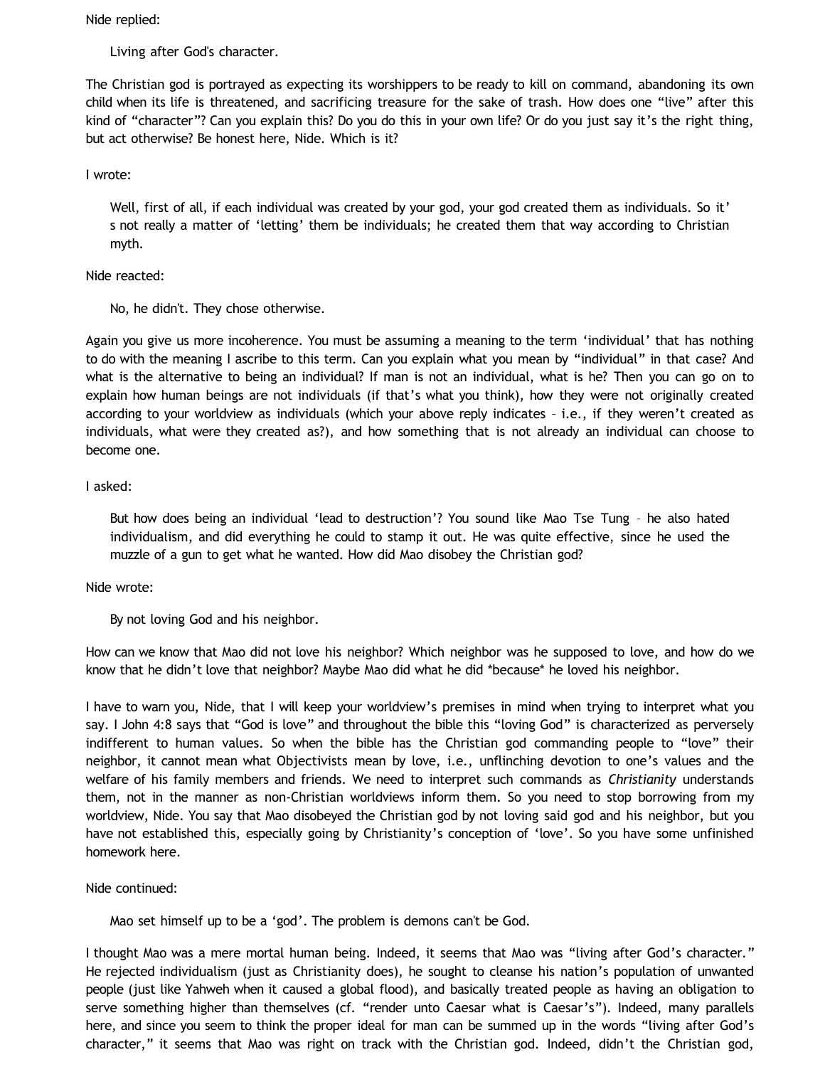Nide replied:

> Living after God's character.

The Christian god is portrayed as expecting its worshippers to be ready to kill on command, abandoning its own child when its life is threatened, and sacrificing treasure for the sake of trash. How does one "live" after this kind of "character"? Can you explain this? Do you do this in your own life? Or do you just say it's the right thing, but act otherwise? Be honest here, Nide. Which is it?

I wrote:

> Well, first of all, if each individual was created by your god, your god created them as individuals. So it's not really a matter of 'letting' them be individuals; he created them that way according to Christian myth.

Nide reacted:

> No, he didn't. They chose otherwise.

Again you give us more incoherence. You must be assuming a meaning to the term 'individual' that has nothing to do with the meaning I ascribe to this term. Can you explain what you mean by "individual" in that case? And what is the alternative to being an individual? If man is not an individual, what is he? Then you can go on to explain how human beings are not individuals (if that's what you think), how they were not originally created according to your worldview as individuals (which your above reply indicates – i.e., if they weren't created as individuals, what were they created as?), and how something that is not already an individual can choose to become one.

I asked:

> But how does being an individual 'lead to destruction'? You sound like Mao Tse Tung – he also hated individualism, and did everything he could to stamp it out. He was quite effective, since he used the muzzle of a gun to get what he wanted. How did Mao disobey the Christian god?

Nide wrote:

> By not loving God and his neighbor.

How can we know that Mao did not love his neighbor? Which neighbor was he supposed to love, and how do we know that he didn't love that neighbor? Maybe Mao did what he did *because* he loved his neighbor.

I have to warn you, Nide, that I will keep your worldview's premises in mind when trying to interpret what you say. I John 4:8 says that "God is love" and throughout the bible this "loving God" is characterized as perversely indifferent to human values. So when the bible has the Christian god commanding people to "love" their neighbor, it cannot mean what Objectivists mean by love, i.e., unflinching devotion to one's values and the welfare of his family members and friends. We need to interpret such commands as *Christianity* understands them, not in the manner as non-Christian worldviews inform them. So you need to stop borrowing from my worldview, Nide. You say that Mao disobeyed the Christian god by not loving said god and his neighbor, but you have not established this, especially going by Christianity's conception of 'love'. So you have some unfinished homework here.

Nide continued:

> Mao set himself up to be a 'god'. The problem is demons can't be God.

I thought Mao was a mere mortal human being. Indeed, it seems that Mao was "living after God's character." He rejected individualism (just as Christianity does), he sought to cleanse his nation's population of unwanted people (just like Yahweh when it caused a global flood), and basically treated people as having an obligation to serve something higher than themselves (cf. "render unto Caesar what is Caesar's"). Indeed, many parallels here, and since you seem to think the proper ideal for man can be summed up in the words "living after God's character," it seems that Mao was right on track with the Christian god. Indeed, didn't the Christian god,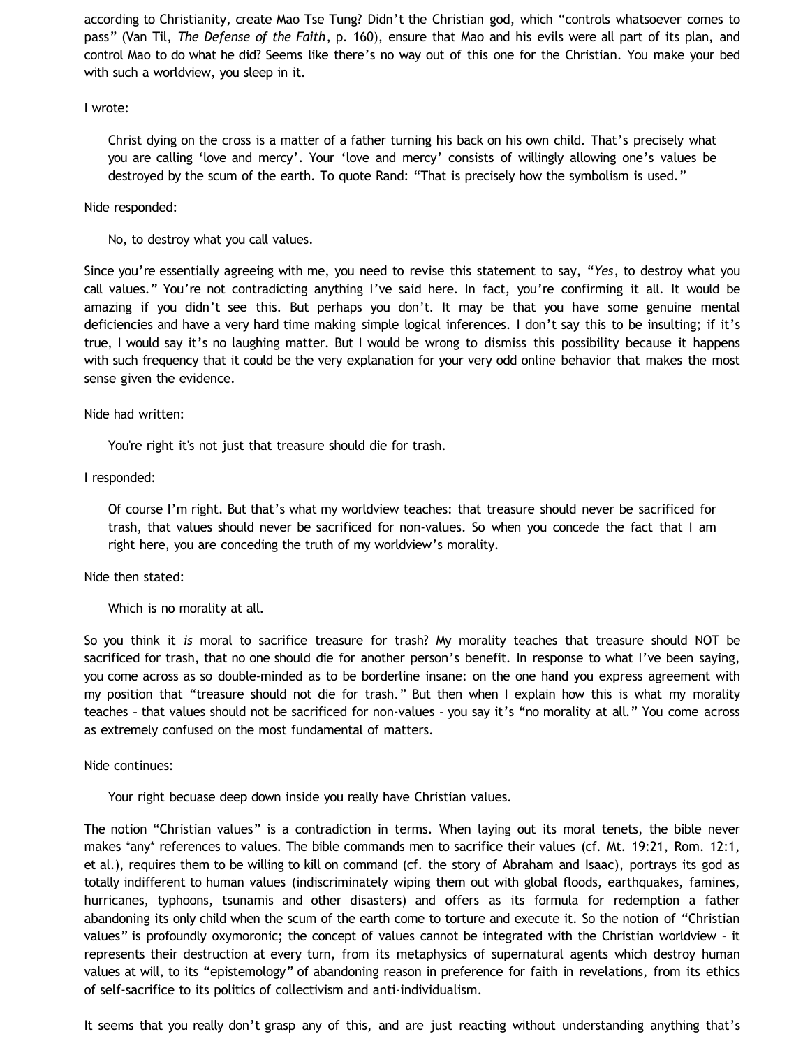according to Christianity, create Mao Tse Tung? Didn't the Christian god, which "controls whatsoever comes to pass" (Van Til, *The Defense of the Faith*, p. 160), ensure that Mao and his evils were all part of its plan, and control Mao to do what he did? Seems like there's no way out of this one for the Christian. You make your bed with such a worldview, you sleep in it.

I wrote:

> Christ dying on the cross is a matter of a father turning his back on his own child. That's precisely what you are calling 'love and mercy'. Your 'love and mercy' consists of willingly allowing one's values be destroyed by the scum of the earth. To quote Rand: "That is precisely how the symbolism is used."

Nide responded:

> No, to destroy what you call values.

Since you're essentially agreeing with me, you need to revise this statement to say, "*Yes*, to destroy what you call values." You're not contradicting anything I've said here. In fact, you're confirming it all. It would be amazing if you didn't see this. But perhaps you don't. It may be that you have some genuine mental deficiencies and have a very hard time making simple logical inferences. I don't say this to be insulting; if it's true, I would say it's no laughing matter. But I would be wrong to dismiss this possibility because it happens with such frequency that it could be the very explanation for your very odd online behavior that makes the most sense given the evidence.

Nide had written:

> You're right it's not just that treasure should die for trash.

I responded:

> Of course I'm right. But that's what my worldview teaches: that treasure should never be sacrificed for trash, that values should never be sacrificed for non-values. So when you concede the fact that I am right here, you are conceding the truth of my worldview's morality.

Nide then stated:

> Which is no morality at all.

So you think it *is* moral to sacrifice treasure for trash? My morality teaches that treasure should NOT be sacrificed for trash, that no one should die for another person's benefit. In response to what I've been saying, you come across as so double-minded as to be borderline insane: on the one hand you express agreement with my position that "treasure should not die for trash." But then when I explain how this is what my morality teaches – that values should not be sacrificed for non-values – you say it's "no morality at all." You come across as extremely confused on the most fundamental of matters.

Nide continues:

> Your right becuase deep down inside you really have Christian values.

The notion "Christian values" is a contradiction in terms. When laying out its moral tenets, the bible never makes *any* references to values. The bible commands men to sacrifice their values (cf. Mt. 19:21, Rom. 12:1, et al.), requires them to be willing to kill on command (cf. the story of Abraham and Isaac), portrays its god as totally indifferent to human values (indiscriminately wiping them out with global floods, earthquakes, famines, hurricanes, typhoons, tsunamis and other disasters) and offers as its formula for redemption a father abandoning its only child when the scum of the earth come to torture and execute it. So the notion of "Christian values" is profoundly oxymoronic; the concept of values cannot be integrated with the Christian worldview – it represents their destruction at every turn, from its metaphysics of supernatural agents which destroy human values at will, to its "epistemology" of abandoning reason in preference for faith in revelations, from its ethics of self-sacrifice to its politics of collectivism and anti-individualism.

It seems that you really don't grasp any of this, and are just reacting without understanding anything that's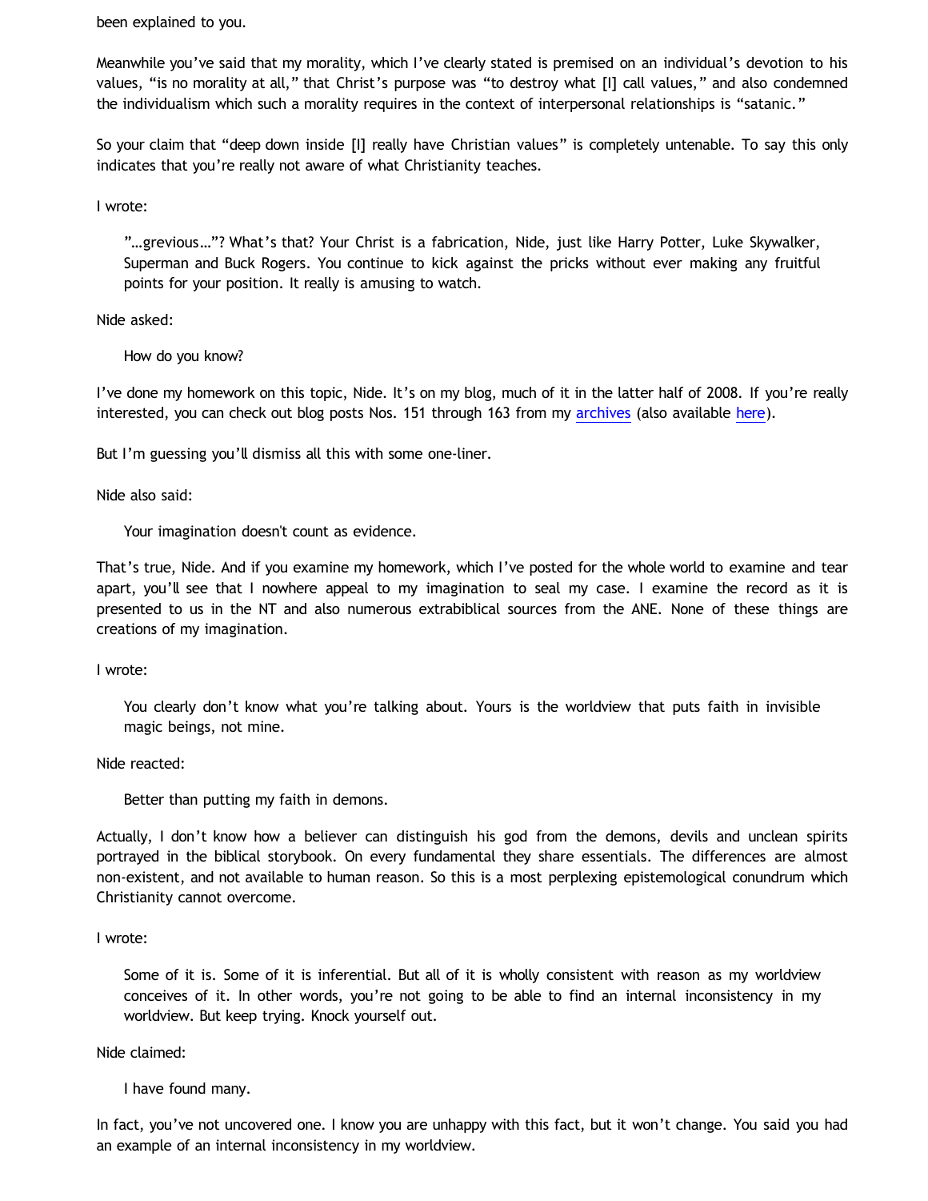been explained to you.

Meanwhile you've said that my morality, which I've clearly stated is premised on an individual's devotion to his values, "is no morality at all," that Christ's purpose was "to destroy what [I] call values," and also condemned the individualism which such a morality requires in the context of interpersonal relationships is "satanic."

So your claim that "deep down inside [I] really have Christian values" is completely untenable. To say this only indicates that you're really not aware of what Christianity teaches.

I wrote:

> "…grevious…"? What's that? Your Christ is a fabrication, Nide, just like Harry Potter, Luke Skywalker, Superman and Buck Rogers. You continue to kick against the pricks without ever making any fruitful points for your position. It really is amusing to watch.

Nide asked:

> How do you know?

I've done my homework on this topic, Nide. It's on my blog, much of it in the latter half of 2008. If you're really interested, you can check out blog posts Nos. 151 through 163 from my archives (also available here).

But I'm guessing you'll dismiss all this with some one-liner.

Nide also said:

> Your imagination doesn't count as evidence.

That's true, Nide. And if you examine my homework, which I've posted for the whole world to examine and tear apart, you'll see that I nowhere appeal to my imagination to seal my case. I examine the record as it is presented to us in the NT and also numerous extrabiblical sources from the ANE. None of these things are creations of my imagination.

I wrote:

> You clearly don't know what you're talking about. Yours is the worldview that puts faith in invisible magic beings, not mine.

Nide reacted:

> Better than putting my faith in demons.

Actually, I don't know how a believer can distinguish his god from the demons, devils and unclean spirits portrayed in the biblical storybook. On every fundamental they share essentials. The differences are almost non-existent, and not available to human reason. So this is a most perplexing epistemological conundrum which Christianity cannot overcome.

I wrote:

> Some of it is. Some of it is inferential. But all of it is wholly consistent with reason as my worldview conceives of it. In other words, you're not going to be able to find an internal inconsistency in my worldview. But keep trying. Knock yourself out.

Nide claimed:

> I have found many.

In fact, you've not uncovered one. I know you are unhappy with this fact, but it won't change. You said you had an example of an internal inconsistency in my worldview.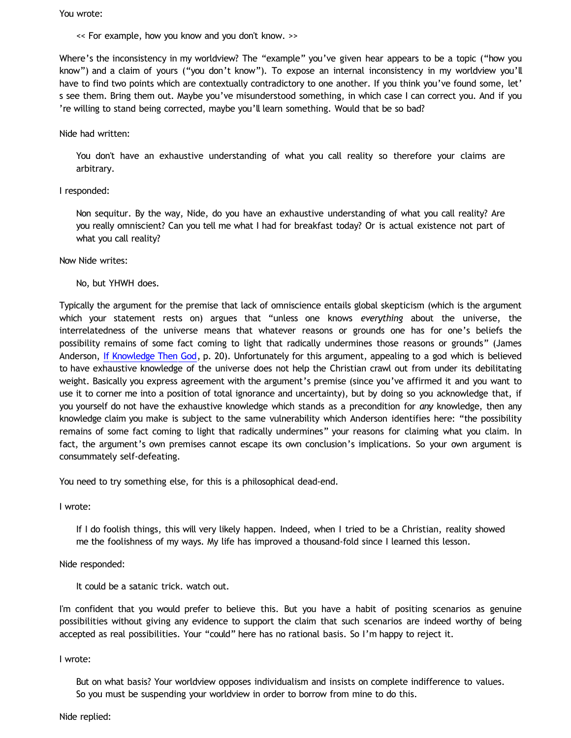You wrote:

> << For example, how you know and you don't know. >>

Where's the inconsistency in my worldview? The "example" you've given hear appears to be a topic ("how you know") and a claim of yours ("you don't know"). To expose an internal inconsistency in my worldview you'll have to find two points which are contextually contradictory to one another. If you think you've found some, let's see them. Bring them out. Maybe you've misunderstood something, in which case I can correct you. And if you're willing to stand being corrected, maybe you'll learn something. Would that be so bad?

Nide had written:

> You don't have an exhaustive understanding of what you call reality so therefore your claims are arbitrary.

I responded:

> Non sequitur. By the way, Nide, do you have an exhaustive understanding of what you call reality? Are you really omniscient? Can you tell me what I had for breakfast today? Or is actual existence not part of what you call reality?

Now Nide writes:

> No, but YHWH does.

Typically the argument for the premise that lack of omniscience entails global skepticism (which is the argument which your statement rests on) argues that "unless one knows *everything* about the universe, the interrelatedness of the universe means that whatever reasons or grounds one has for one's beliefs the possibility remains of some fact coming to light that radically undermines those reasons or grounds" (James Anderson, [If Knowledge Then God](), p. 20). Unfortunately for this argument, appealing to a god which is believed to have exhaustive knowledge of the universe does not help the Christian crawl out from under its debilitating weight. Basically you express agreement with the argument's premise (since you've affirmed it and you want to use it to corner me into a position of total ignorance and uncertainty), but by doing so you acknowledge that, if you yourself do not have the exhaustive knowledge which stands as a precondition for *any* knowledge, then any knowledge claim you make is subject to the same vulnerability which Anderson identifies here: "the possibility remains of some fact coming to light that radically undermines" your reasons for claiming what you claim. In fact, the argument's own premises cannot escape its own conclusion's implications. So your own argument is consummately self-defeating.

You need to try something else, for this is a philosophical dead-end.

I wrote:

> If I do foolish things, this will very likely happen. Indeed, when I tried to be a Christian, reality showed me the foolishness of my ways. My life has improved a thousand-fold since I learned this lesson.

Nide responded:

> It could be a satanic trick. watch out.

I'm confident that you would prefer to believe this. But you have a habit of positing scenarios as genuine possibilities without giving any evidence to support the claim that such scenarios are indeed worthy of being accepted as real possibilities. Your "could" here has no rational basis. So I'm happy to reject it.

I wrote:

> But on what basis? Your worldview opposes individualism and insists on complete indifference to values. So you must be suspending your worldview in order to borrow from mine to do this.

Nide replied: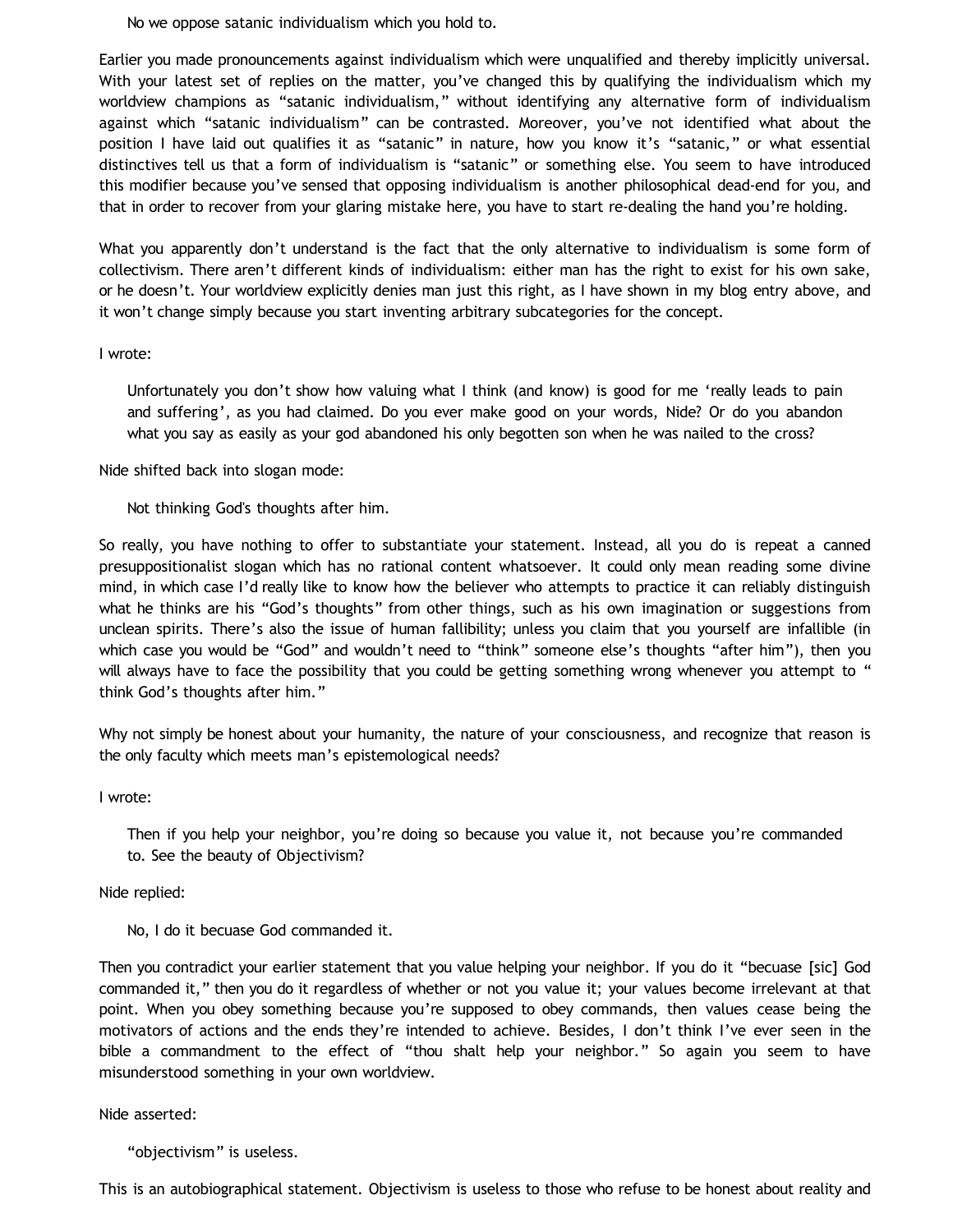> No we oppose satanic individualism which you hold to.

Earlier you made pronouncements against individualism which were unqualified and thereby implicitly universal. With your latest set of replies on the matter, you've changed this by qualifying the individualism which my worldview champions as "satanic individualism," without identifying any alternative form of individualism against which "satanic individualism" can be contrasted. Moreover, you've not identified what about the position I have laid out qualifies it as "satanic" in nature, how you know it's "satanic," or what essential distinctives tell us that a form of individualism is "satanic" or something else. You seem to have introduced this modifier because you've sensed that opposing individualism is another philosophical dead-end for you, and that in order to recover from your glaring mistake here, you have to start re-dealing the hand you're holding.

What you apparently don't understand is the fact that the only alternative to individualism is some form of collectivism. There aren't different kinds of individualism: either man has the right to exist for his own sake, or he doesn't. Your worldview explicitly denies man just this right, as I have shown in my blog entry above, and it won't change simply because you start inventing arbitrary subcategories for the concept.

I wrote:

> Unfortunately you don't show how valuing what I think (and know) is good for me 'really leads to pain and suffering', as you had claimed. Do you ever make good on your words, Nide? Or do you abandon what you say as easily as your god abandoned his only begotten son when he was nailed to the cross?

Nide shifted back into slogan mode:

> Not thinking God's thoughts after him.

So really, you have nothing to offer to substantiate your statement. Instead, all you do is repeat a canned presuppositionalist slogan which has no rational content whatsoever. It could only mean reading some divine mind, in which case I'd really like to know how the believer who attempts to practice it can reliably distinguish what he thinks are his "God's thoughts" from other things, such as his own imagination or suggestions from unclean spirits. There's also the issue of human fallibility; unless you claim that you yourself are infallible (in which case you would be "God" and wouldn't need to "think" someone else's thoughts "after him"), then you will always have to face the possibility that you could be getting something wrong whenever you attempt to "think God's thoughts after him."

Why not simply be honest about your humanity, the nature of your consciousness, and recognize that reason is the only faculty which meets man's epistemological needs?

I wrote:

> Then if you help your neighbor, you're doing so because you value it, not because you're commanded to. See the beauty of Objectivism?

Nide replied:

> No, I do it becuase God commanded it.

Then you contradict your earlier statement that you value helping your neighbor. If you do it "becuase [sic] God commanded it," then you do it regardless of whether or not you value it; your values become irrelevant at that point. When you obey something because you're supposed to obey commands, then values cease being the motivators of actions and the ends they're intended to achieve. Besides, I don't think I've ever seen in the bible a commandment to the effect of "thou shalt help your neighbor." So again you seem to have misunderstood something in your own worldview.

Nide asserted:

> "objectivism" is useless.

This is an autobiographical statement. Objectivism is useless to those who refuse to be honest about reality and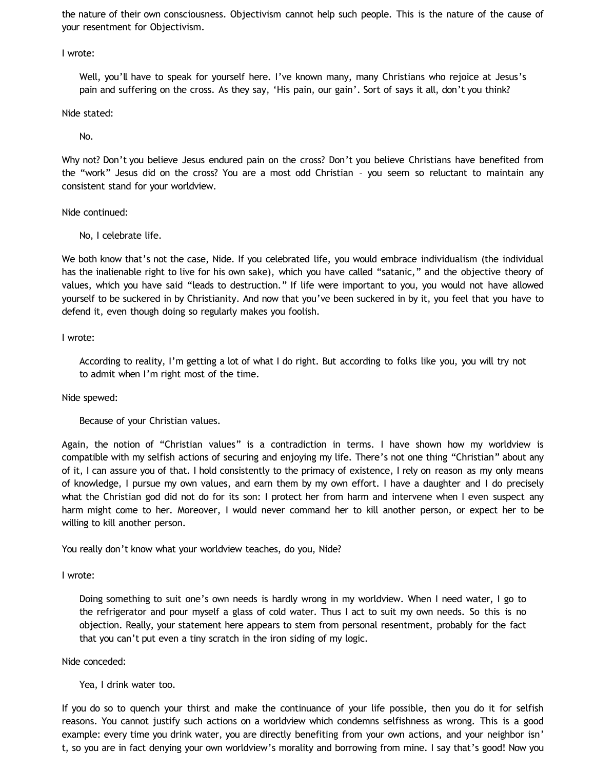the nature of their own consciousness. Objectivism cannot help such people. This is the nature of the cause of your resentment for Objectivism.

I wrote:

> Well, you'll have to speak for yourself here. I've known many, many Christians who rejoice at Jesus's pain and suffering on the cross. As they say, 'His pain, our gain'. Sort of says it all, don't you think?

Nide stated:

> No.

Why not? Don't you believe Jesus endured pain on the cross? Don't you believe Christians have benefited from the "work" Jesus did on the cross? You are a most odd Christian – you seem so reluctant to maintain any consistent stand for your worldview.

Nide continued:

> No, I celebrate life.

We both know that's not the case, Nide. If you celebrated life, you would embrace individualism (the individual has the inalienable right to live for his own sake), which you have called "satanic," and the objective theory of values, which you have said "leads to destruction." If life were important to you, you would not have allowed yourself to be suckered in by Christianity. And now that you've been suckered in by it, you feel that you have to defend it, even though doing so regularly makes you foolish.

I wrote:

> According to reality, I'm getting a lot of what I do right. But according to folks like you, you will try not to admit when I'm right most of the time.

Nide spewed:

> Because of your Christian values.

Again, the notion of "Christian values" is a contradiction in terms. I have shown how my worldview is compatible with my selfish actions of securing and enjoying my life. There's not one thing "Christian" about any of it, I can assure you of that. I hold consistently to the primacy of existence, I rely on reason as my only means of knowledge, I pursue my own values, and earn them by my own effort. I have a daughter and I do precisely what the Christian god did not do for its son: I protect her from harm and intervene when I even suspect any harm might come to her. Moreover, I would never command her to kill another person, or expect her to be willing to kill another person.

You really don't know what your worldview teaches, do you, Nide?

I wrote:

> Doing something to suit one's own needs is hardly wrong in my worldview. When I need water, I go to the refrigerator and pour myself a glass of cold water. Thus I act to suit my own needs. So this is no objection. Really, your statement here appears to stem from personal resentment, probably for the fact that you can't put even a tiny scratch in the iron siding of my logic.

Nide conceded:

> Yea, I drink water too.

If you do so to quench your thirst and make the continuance of your life possible, then you do it for selfish reasons. You cannot justify such actions on a worldview which condemns selfishness as wrong. This is a good example: every time you drink water, you are directly benefiting from your own actions, and your neighbor isn't, so you are in fact denying your own worldview's morality and borrowing from mine. I say that's good! Now you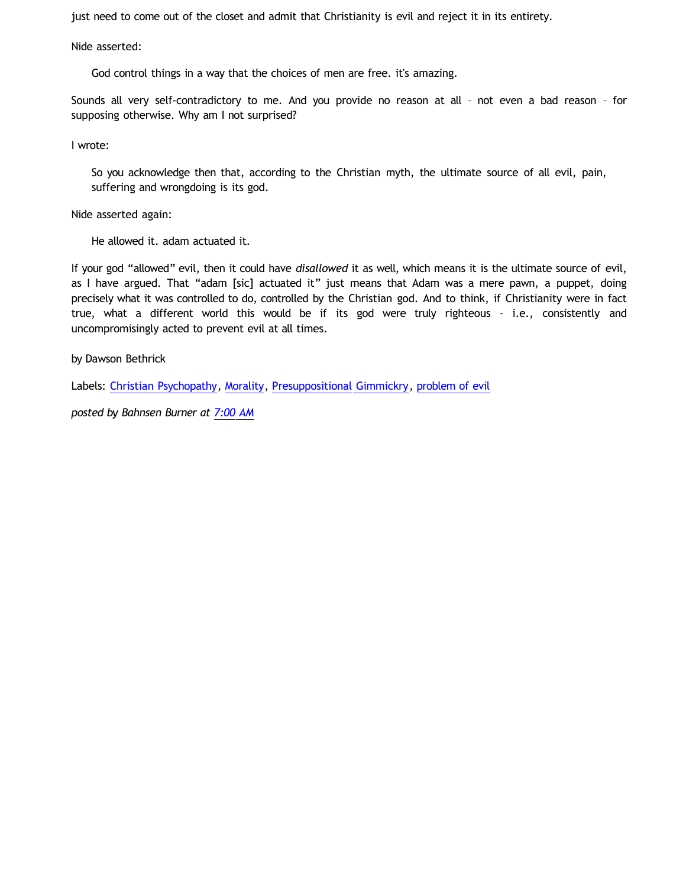just need to come out of the closet and admit that Christianity is evil and reject it in its entirety.

Nide asserted:

> God control things in a way that the choices of men are free. it's amazing.

Sounds all very self-contradictory to me. And you provide no reason at all – not even a bad reason – for supposing otherwise. Why am I not surprised?

I wrote:

> So you acknowledge then that, according to the Christian myth, the ultimate source of all evil, pain, suffering and wrongdoing is its god.

Nide asserted again:

> He allowed it. adam actuated it.

If your god "allowed" evil, then it could have *disallowed* it as well, which means it is the ultimate source of evil, as I have argued. That "adam [sic] actuated it" just means that Adam was a mere pawn, a puppet, doing precisely what it was controlled to do, controlled by the Christian god. And to think, if Christianity were in fact true, what a different world this would be if its god were truly righteous – i.e., consistently and uncompromisingly acted to prevent evil at all times.

by Dawson Bethrick

Labels: Christian Psychopathy, Morality, Presuppositional Gimmickry, problem of evil

*posted by Bahnsen Burner at 7:00 AM*